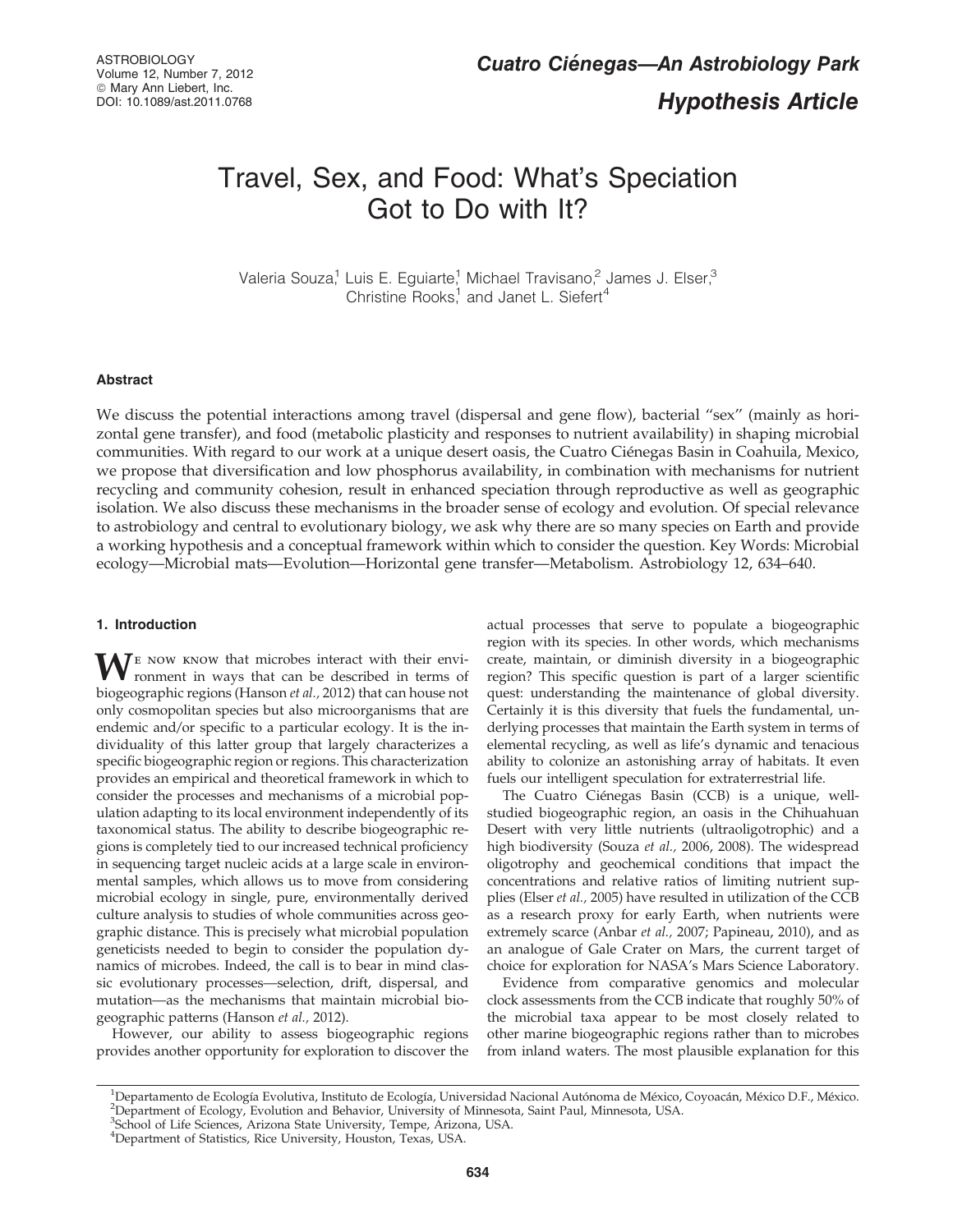# Travel, Sex, and Food: What's Speciation Got to Do with It?

Valeria Souza,[1] Luis E. Eguiarte,[1] Michael Travisano,[2] James J. Elser,[3] Christine Rooks,[1] and Janet L. Siefert[4]

## Abstract

We discuss the potential interactions among travel (dispersal and gene flow), bacterial "sex" (mainly as horizontal gene transfer), and food (metabolic plasticity and responses to nutrient availability) in shaping microbial communities. With regard to our work at a unique desert oasis, the Cuatro Ciénegas Basin in Coahuila, Mexico, we propose that diversification and low phosphorus availability, in combination with mechanisms for nutrient recycling and community cohesion, result in enhanced speciation through reproductive as well as geographic isolation. We also discuss these mechanisms in the broader sense of ecology and evolution. Of special relevance to astrobiology and central to evolutionary biology, we ask why there are so many species on Earth and provide a working hypothesis and a conceptual framework within which to consider the question. Key Words: Microbial ecology—Microbial mats—Evolution—Horizontal gene transfer—Metabolism. Astrobiology 12, 634–640.

## 1. Introduction

We now know that microbes interact with their environment in ways that can be described in terms of biogeographic regions (Hanson *et al.*, 2012) that can house not only cosmopolitan species but also microorganisms that are endemic and/or specific to a particular ecology. It is the individuality of this latter group that largely characterizes a specific biogeographic region or regions. This characterization provides an empirical and theoretical framework in which to consider the processes and mechanisms of a microbial population adapting to its local environment independently of its taxonomical status. The ability to describe biogeographic regions is completely tied to our increased technical proficiency in sequencing target nucleic acids at a large scale in environmental samples, which allows us to move from considering microbial ecology in single, pure, environmentally derived culture analysis to studies of whole communities across geographic distance. This is precisely what microbial population geneticists needed to begin to consider the population dynamics of microbes. Indeed, the call is to bear in mind classic evolutionary processes—selection, drift, dispersal, and mutation—as the mechanisms that maintain microbial biogeographic patterns (Hanson *et al.*, 2012).

However, our ability to assess biogeographic regions provides another opportunity for exploration to discover the actual processes that serve to populate a biogeographic region with its species. In other words, which mechanisms create, maintain, or diminish diversity in a biogeographic region? This specific question is part of a larger scientific quest: understanding the maintenance of global diversity. Certainly it is this diversity that fuels the fundamental, underlying processes that maintain the Earth system in terms of elemental recycling, as well as life's dynamic and tenacious ability to colonize an astonishing array of habitats. It even fuels our intelligent speculation for extraterrestrial life.

The Cuatro Ciénegas Basin (CCB) is a unique, well-studied biogeographic region, an oasis in the Chihuahuan Desert with very little nutrients (ultraoligotrophic) and a high biodiversity (Souza *et al.*, 2006, 2008). The widespread oligotrophy and geochemical conditions that impact the concentrations and relative ratios of limiting nutrient supplies (Elser *et al.*, 2005) have resulted in utilization of the CCB as a research proxy for early Earth, when nutrients were extremely scarce (Anbar *et al.*, 2007; Papineau, 2010), and as an analogue of Gale Crater on Mars, the current target of choice for exploration for NASA's Mars Science Laboratory.

Evidence from comparative genomics and molecular clock assessments from the CCB indicate that roughly 50% of the microbial taxa appear to be most closely related to other marine biogeographic regions rather than to microbes from inland waters. The most plausible explanation for this

[1]Departamento de Ecología Evolutiva, Instituto de Ecología, Universidad Nacional Autónoma de México, Coyoacán, México D.F., México.
[2]Department of Ecology, Evolution and Behavior, University of Minnesota, Saint Paul, Minnesota, USA.
[3]School of Life Sciences, Arizona State University, Tempe, Arizona, USA.
[4]Department of Statistics, Rice University, Houston, Texas, USA.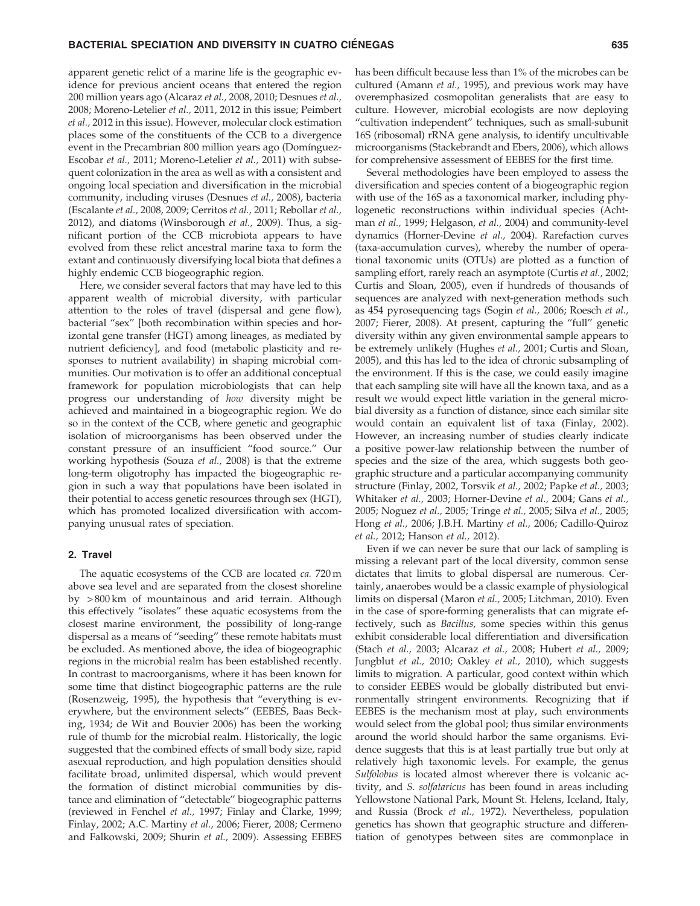apparent genetic relict of a marine life is the geographic evidence for previous ancient oceans that entered the region 200 million years ago (Alcaraz *et al.,* 2008, 2010; Desnues *et al.,* 2008; Moreno-Letelier *et al.,* 2011, 2012 in this issue; Peimbert *et al.,* 2012 in this issue). However, molecular clock estimation places some of the constituents of the CCB to a divergence event in the Precambrian 800 million years ago (Domínguez-Escobar *et al.,* 2011; Moreno-Letelier *et al.,* 2011) with subsequent colonization in the area as well as with a consistent and ongoing local speciation and diversification in the microbial community, including viruses (Desnues *et al.,* 2008), bacteria (Escalante *et al.,* 2008, 2009; Cerritos *et al.,* 2011; Rebollar *et al.,* 2012), and diatoms (Winsborough *et al.,* 2009). Thus, a significant portion of the CCB microbiota appears to have evolved from these relict ancestral marine taxa to form the extant and continuously diversifying local biota that defines a highly endemic CCB biogeographic region.

Here, we consider several factors that may have led to this apparent wealth of microbial diversity, with particular attention to the roles of travel (dispersal and gene flow), bacterial "sex" [both recombination within species and horizontal gene transfer (HGT) among lineages, as mediated by nutrient deficiency], and food (metabolic plasticity and responses to nutrient availability) in shaping microbial communities. Our motivation is to offer an additional conceptual framework for population microbiologists that can help progress our understanding of *how* diversity might be achieved and maintained in a biogeographic region. We do so in the context of the CCB, where genetic and geographic isolation of microorganisms has been observed under the constant pressure of an insufficient "food source." Our working hypothesis (Souza *et al.,* 2008) is that the extreme long-term oligotrophy has impacted the biogeographic region in such a way that populations have been isolated in their potential to access genetic resources through sex (HGT), which has promoted localized diversification with accompanying unusual rates of speciation.

## 2. Travel

The aquatic ecosystems of the CCB are located *ca.* 720 m above sea level and are separated from the closest shoreline by >800 km of mountainous and arid terrain. Although this effectively "isolates" these aquatic ecosystems from the closest marine environment, the possibility of long-range dispersal as a means of "seeding" these remote habitats must be excluded. As mentioned above, the idea of biogeographic regions in the microbial realm has been established recently. In contrast to macroorganisms, where it has been known for some time that distinct biogeographic patterns are the rule (Rosenzweig, 1995), the hypothesis that "everything is everywhere, but the environment selects" (EEBES, Baas Becking, 1934; de Wit and Bouvier 2006) has been the working rule of thumb for the microbial realm. Historically, the logic suggested that the combined effects of small body size, rapid asexual reproduction, and high population densities should facilitate broad, unlimited dispersal, which would prevent the formation of distinct microbial communities by distance and elimination of "detectable" biogeographic patterns (reviewed in Fenchel *et al.,* 1997; Finlay and Clarke, 1999; Finlay, 2002; A.C. Martiny *et al.,* 2006; Fierer, 2008; Cermeno and Falkowski, 2009; Shurin *et al.,* 2009). Assessing EEBES has been difficult because less than 1% of the microbes can be cultured (Amann *et al.,* 1995), and previous work may have overemphasized cosmopolitan generalists that are easy to culture. However, microbial ecologists are now deploying "cultivation independent" techniques, such as small-subunit 16S (ribosomal) rRNA gene analysis, to identify uncultivable microorganisms (Stackebrandt and Ebers, 2006), which allows for comprehensive assessment of EEBES for the first time.

Several methodologies have been employed to assess the diversification and species content of a biogeographic region with use of the 16S as a taxonomical marker, including phylogenetic reconstructions within individual species (Achtman *et al.,* 1999; Helgason, *et al.,* 2004) and community-level dynamics (Horner-Devine *et al.,* 2004). Rarefaction curves (taxa-accumulation curves), whereby the number of operational taxonomic units (OTUs) are plotted as a function of sampling effort, rarely reach an asymptote (Curtis *et al.,* 2002; Curtis and Sloan, 2005), even if hundreds of thousands of sequences are analyzed with next-generation methods such as 454 pyrosequencing tags (Sogin *et al.,* 2006; Roesch *et al.,* 2007; Fierer, 2008). At present, capturing the "full" genetic diversity within any given environmental sample appears to be extremely unlikely (Hughes *et al.,* 2001; Curtis and Sloan, 2005), and this has led to the idea of chronic subsampling of the environment. If this is the case, we could easily imagine that each sampling site will have all the known taxa, and as a result we would expect little variation in the general microbial diversity as a function of distance, since each similar site would contain an equivalent list of taxa (Finlay, 2002). However, an increasing number of studies clearly indicate a positive power-law relationship between the number of species and the size of the area, which suggests both geographic structure and a particular accompanying community structure (Finlay, 2002, Torsvik *et al.,* 2002; Papke *et al.,* 2003; Whitaker *et al.,* 2003; Horner-Devine *et al.,* 2004; Gans *et al.,* 2005; Noguez *et al.,* 2005; Tringe *et al.,* 2005; Silva *et al.,* 2005; Hong *et al.,* 2006; J.B.H. Martiny *et al.,* 2006; Cadillo-Quiroz *et al.,* 2012; Hanson *et al.,* 2012).

Even if we can never be sure that our lack of sampling is missing a relevant part of the local diversity, common sense dictates that limits to global dispersal are numerous. Certainly, anaerobes would be a classic example of physiological limits on dispersal (Maron *et al.,* 2005; Litchman, 2010). Even in the case of spore-forming generalists that can migrate effectively, such as *Bacillus,* some species within this genus exhibit considerable local differentiation and diversification (Stach *et al.,* 2003; Alcaraz *et al.,* 2008; Hubert *et al.,* 2009; Jungblut *et al.,* 2010; Oakley *et al.,* 2010), which suggests limits to migration. A particular, good context within which to consider EEBES would be globally distributed but environmentally stringent environments. Recognizing that if EEBES is the mechanism most at play, such environments would select from the global pool; thus similar environments around the world should harbor the same organisms. Evidence suggests that this is at least partially true but only at relatively high taxonomic levels. For example, the genus *Sulfolobus* is located almost wherever there is volcanic activity, and *S. solfataricus* has been found in areas including Yellowstone National Park, Mount St. Helens, Iceland, Italy, and Russia (Brock *et al.,* 1972). Nevertheless, population genetics has shown that geographic structure and differentiation of genotypes between sites are commonplace in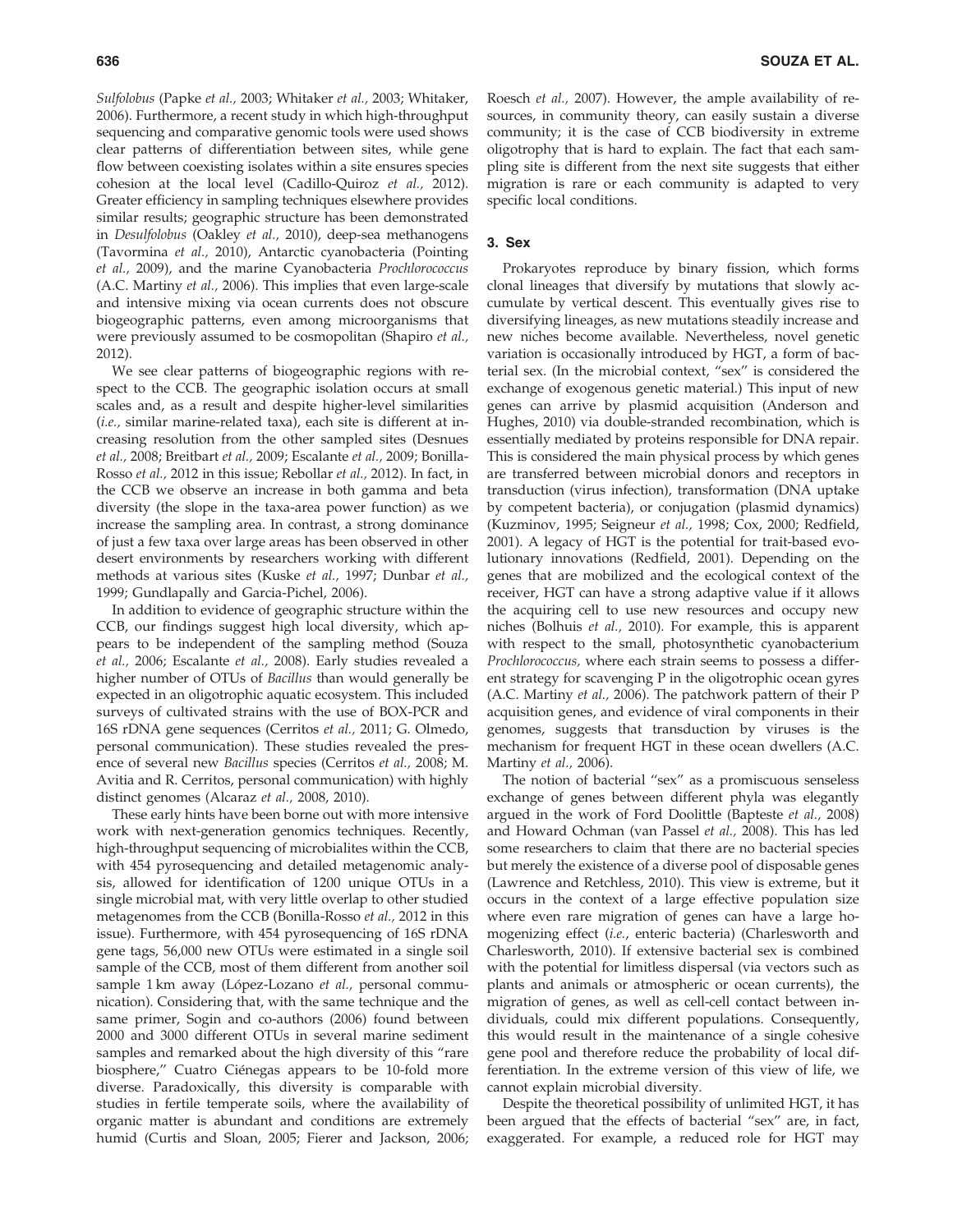*Sulfolobus* (Papke *et al.,* 2003; Whitaker *et al.,* 2003; Whitaker, 2006). Furthermore, a recent study in which high-throughput sequencing and comparative genomic tools were used shows clear patterns of differentiation between sites, while gene flow between coexisting isolates within a site ensures species cohesion at the local level (Cadillo-Quiroz *et al.,* 2012). Greater efficiency in sampling techniques elsewhere provides similar results; geographic structure has been demonstrated in *Desulfolobus* (Oakley *et al.,* 2010), deep-sea methanogens (Tavormina *et al.,* 2010), Antarctic cyanobacteria (Pointing *et al.,* 2009), and the marine Cyanobacteria *Prochlorococcus* (A.C. Martiny *et al.,* 2006). This implies that even large-scale and intensive mixing via ocean currents does not obscure biogeographic patterns, even among microorganisms that were previously assumed to be cosmopolitan (Shapiro *et al.,* 2012).

We see clear patterns of biogeographic regions with respect to the CCB. The geographic isolation occurs at small scales and, as a result and despite higher-level similarities (*i.e.,* similar marine-related taxa), each site is different at increasing resolution from the other sampled sites (Desnues *et al.,* 2008; Breitbart *et al.,* 2009; Escalante *et al.,* 2009; Bonilla-Rosso *et al.,* 2012 in this issue; Rebollar *et al.,* 2012). In fact, in the CCB we observe an increase in both gamma and beta diversity (the slope in the taxa-area power function) as we increase the sampling area. In contrast, a strong dominance of just a few taxa over large areas has been observed in other desert environments by researchers working with different methods at various sites (Kuske *et al.,* 1997; Dunbar *et al.,* 1999; Gundlapally and Garcia-Pichel, 2006).

In addition to evidence of geographic structure within the CCB, our findings suggest high local diversity, which appears to be independent of the sampling method (Souza *et al.,* 2006; Escalante *et al.,* 2008). Early studies revealed a higher number of OTUs of *Bacillus* than would generally be expected in an oligotrophic aquatic ecosystem. This included surveys of cultivated strains with the use of BOX-PCR and 16S rDNA gene sequences (Cerritos *et al.,* 2011; G. Olmedo, personal communication). These studies revealed the presence of several new *Bacillus* species (Cerritos *et al.,* 2008; M. Avitia and R. Cerritos, personal communication) with highly distinct genomes (Alcaraz *et al.,* 2008, 2010).

These early hints have been borne out with more intensive work with next-generation genomics techniques. Recently, high-throughput sequencing of microbialites within the CCB, with 454 pyrosequencing and detailed metagenomic analysis, allowed for identification of 1200 unique OTUs in a single microbial mat, with very little overlap to other studied metagenomes from the CCB (Bonilla-Rosso *et al.,* 2012 in this issue). Furthermore, with 454 pyrosequencing of 16S rDNA gene tags, 56,000 new OTUs were estimated in a single soil sample of the CCB, most of them different from another soil sample 1 km away (López-Lozano *et al.,* personal communication). Considering that, with the same technique and the same primer, Sogin and co-authors (2006) found between 2000 and 3000 different OTUs in several marine sediment samples and remarked about the high diversity of this "rare biosphere," Cuatro Ciénegas appears to be 10-fold more diverse. Paradoxically, this diversity is comparable with studies in fertile temperate soils, where the availability of organic matter is abundant and conditions are extremely humid (Curtis and Sloan, 2005; Fierer and Jackson, 2006; Roesch *et al.,* 2007). However, the ample availability of resources, in community theory, can easily sustain a diverse community; it is the case of CCB biodiversity in extreme oligotrophy that is hard to explain. The fact that each sampling site is different from the next site suggests that either migration is rare or each community is adapted to very specific local conditions.

## 3. Sex

Prokaryotes reproduce by binary fission, which forms clonal lineages that diversify by mutations that slowly accumulate by vertical descent. This eventually gives rise to diversifying lineages, as new mutations steadily increase and new niches become available. Nevertheless, novel genetic variation is occasionally introduced by HGT, a form of bacterial sex. (In the microbial context, "sex" is considered the exchange of exogenous genetic material.) This input of new genes can arrive by plasmid acquisition (Anderson and Hughes, 2010) via double-stranded recombination, which is essentially mediated by proteins responsible for DNA repair. This is considered the main physical process by which genes are transferred between microbial donors and receptors in transduction (virus infection), transformation (DNA uptake by competent bacteria), or conjugation (plasmid dynamics) (Kuzminov, 1995; Seigneur *et al.,* 1998; Cox, 2000; Redfield, 2001). A legacy of HGT is the potential for trait-based evolutionary innovations (Redfield, 2001). Depending on the genes that are mobilized and the ecological context of the receiver, HGT can have a strong adaptive value if it allows the acquiring cell to use new resources and occupy new niches (Bolhuis *et al.,* 2010). For example, this is apparent with respect to the small, photosynthetic cyanobacterium *Prochlorococcus,* where each strain seems to possess a different strategy for scavenging P in the oligotrophic ocean gyres (A.C. Martiny *et al.,* 2006). The patchwork pattern of their P acquisition genes, and evidence of viral components in their genomes, suggests that transduction by viruses is the mechanism for frequent HGT in these ocean dwellers (A.C. Martiny *et al.,* 2006).

The notion of bacterial "sex" as a promiscuous senseless exchange of genes between different phyla was elegantly argued in the work of Ford Doolittle (Bapteste *et al.,* 2008) and Howard Ochman (van Passel *et al.,* 2008). This has led some researchers to claim that there are no bacterial species but merely the existence of a diverse pool of disposable genes (Lawrence and Retchless, 2010). This view is extreme, but it occurs in the context of a large effective population size where even rare migration of genes can have a large homogenizing effect (*i.e.,* enteric bacteria) (Charlesworth and Charlesworth, 2010). If extensive bacterial sex is combined with the potential for limitless dispersal (via vectors such as plants and animals or atmospheric or ocean currents), the migration of genes, as well as cell-cell contact between individuals, could mix different populations. Consequently, this would result in the maintenance of a single cohesive gene pool and therefore reduce the probability of local differentiation. In the extreme version of this view of life, we cannot explain microbial diversity.

Despite the theoretical possibility of unlimited HGT, it has been argued that the effects of bacterial "sex" are, in fact, exaggerated. For example, a reduced role for HGT may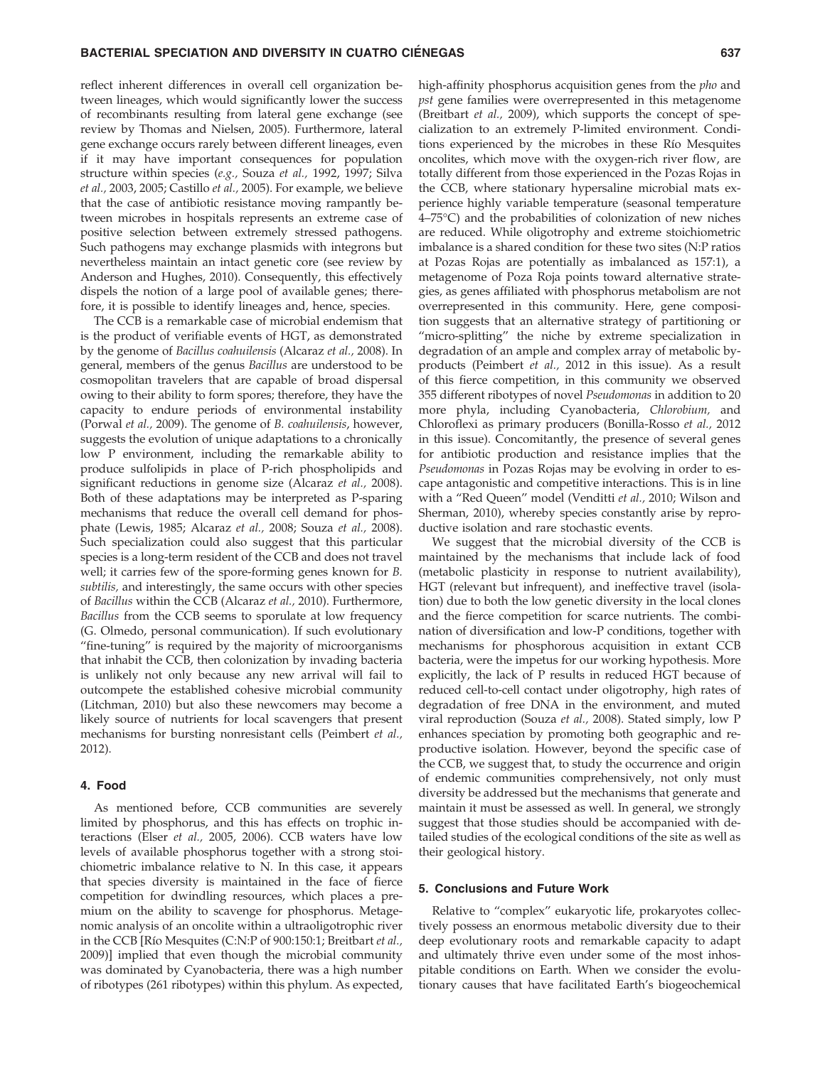reflect inherent differences in overall cell organization between lineages, which would significantly lower the success of recombinants resulting from lateral gene exchange (see review by Thomas and Nielsen, 2005). Furthermore, lateral gene exchange occurs rarely between different lineages, even if it may have important consequences for population structure within species (*e.g.,* Souza *et al.,* 1992, 1997; Silva *et al.,* 2003, 2005; Castillo *et al.,* 2005). For example, we believe that the case of antibiotic resistance moving rampantly between microbes in hospitals represents an extreme case of positive selection between extremely stressed pathogens. Such pathogens may exchange plasmids with integrons but nevertheless maintain an intact genetic core (see review by Anderson and Hughes, 2010). Consequently, this effectively dispels the notion of a large pool of available genes; therefore, it is possible to identify lineages and, hence, species.

The CCB is a remarkable case of microbial endemism that is the product of verifiable events of HGT, as demonstrated by the genome of *Bacillus coahuilensis* (Alcaraz *et al.,* 2008). In general, members of the genus *Bacillus* are understood to be cosmopolitan travelers that are capable of broad dispersal owing to their ability to form spores; therefore, they have the capacity to endure periods of environmental instability (Porwal *et al.,* 2009). The genome of *B. coahuilensis*, however, suggests the evolution of unique adaptations to a chronically low P environment, including the remarkable ability to produce sulfolipids in place of P-rich phospholipids and significant reductions in genome size (Alcaraz *et al.,* 2008). Both of these adaptations may be interpreted as P-sparing mechanisms that reduce the overall cell demand for phosphate (Lewis, 1985; Alcaraz *et al.,* 2008; Souza *et al.,* 2008). Such specialization could also suggest that this particular species is a long-term resident of the CCB and does not travel well; it carries few of the spore-forming genes known for *B. subtilis,* and interestingly, the same occurs with other species of *Bacillus* within the CCB (Alcaraz *et al.,* 2010). Furthermore, *Bacillus* from the CCB seems to sporulate at low frequency (G. Olmedo, personal communication). If such evolutionary "fine-tuning" is required by the majority of microorganisms that inhabit the CCB, then colonization by invading bacteria is unlikely not only because any new arrival will fail to outcompete the established cohesive microbial community (Litchman, 2010) but also these newcomers may become a likely source of nutrients for local scavengers that present mechanisms for bursting nonresistant cells (Peimbert *et al.,* 2012).

## 4. Food

As mentioned before, CCB communities are severely limited by phosphorus, and this has effects on trophic interactions (Elser *et al.,* 2005, 2006). CCB waters have low levels of available phosphorus together with a strong stoichiometric imbalance relative to N. In this case, it appears that species diversity is maintained in the face of fierce competition for dwindling resources, which places a premium on the ability to scavenge for phosphorus. Metagenomic analysis of an oncolite within a ultraoligotrophic river in the CCB [Río Mesquites (C:N:P of 900:150:1; Breitbart *et al.,* 2009)] implied that even though the microbial community was dominated by Cyanobacteria, there was a high number of ribotypes (261 ribotypes) within this phylum. As expected, high-affinity phosphorus acquisition genes from the *pho* and *pst* gene families were overrepresented in this metagenome (Breitbart *et al.,* 2009), which supports the concept of specialization to an extremely P-limited environment. Conditions experienced by the microbes in these Río Mesquites oncolites, which move with the oxygen-rich river flow, are totally different from those experienced in the Pozas Rojas in the CCB, where stationary hypersaline microbial mats experience highly variable temperature (seasonal temperature 4–75°C) and the probabilities of colonization of new niches are reduced. While oligotrophy and extreme stoichiometric imbalance is a shared condition for these two sites (N:P ratios at Pozas Rojas are potentially as imbalanced as 157:1), a metagenome of Poza Roja points toward alternative strategies, as genes affiliated with phosphorus metabolism are not overrepresented in this community. Here, gene composition suggests that an alternative strategy of partitioning or "micro-splitting" the niche by extreme specialization in degradation of an ample and complex array of metabolic byproducts (Peimbert *et al.,* 2012 in this issue). As a result of this fierce competition, in this community we observed 355 different ribotypes of novel *Pseudomonas* in addition to 20 more phyla, including Cyanobacteria, *Chlorobium,* and Chloroflexi as primary producers (Bonilla-Rosso *et al.,* 2012 in this issue). Concomitantly, the presence of several genes for antibiotic production and resistance implies that the *Pseudomonas* in Pozas Rojas may be evolving in order to escape antagonistic and competitive interactions. This is in line with a "Red Queen" model (Venditti *et al.,* 2010; Wilson and Sherman, 2010), whereby species constantly arise by reproductive isolation and rare stochastic events.

We suggest that the microbial diversity of the CCB is maintained by the mechanisms that include lack of food (metabolic plasticity in response to nutrient availability), HGT (relevant but infrequent), and ineffective travel (isolation) due to both the low genetic diversity in the local clones and the fierce competition for scarce nutrients. The combination of diversification and low-P conditions, together with mechanisms for phosphorous acquisition in extant CCB bacteria, were the impetus for our working hypothesis. More explicitly, the lack of P results in reduced HGT because of reduced cell-to-cell contact under oligotrophy, high rates of degradation of free DNA in the environment, and muted viral reproduction (Souza *et al.,* 2008). Stated simply, low P enhances speciation by promoting both geographic and reproductive isolation. However, beyond the specific case of the CCB, we suggest that, to study the occurrence and origin of endemic communities comprehensively, not only must diversity be addressed but the mechanisms that generate and maintain it must be assessed as well. In general, we strongly suggest that those studies should be accompanied with detailed studies of the ecological conditions of the site as well as their geological history.

## 5. Conclusions and Future Work

Relative to "complex" eukaryotic life, prokaryotes collectively possess an enormous metabolic diversity due to their deep evolutionary roots and remarkable capacity to adapt and ultimately thrive even under some of the most inhospitable conditions on Earth. When we consider the evolutionary causes that have facilitated Earth's biogeochemical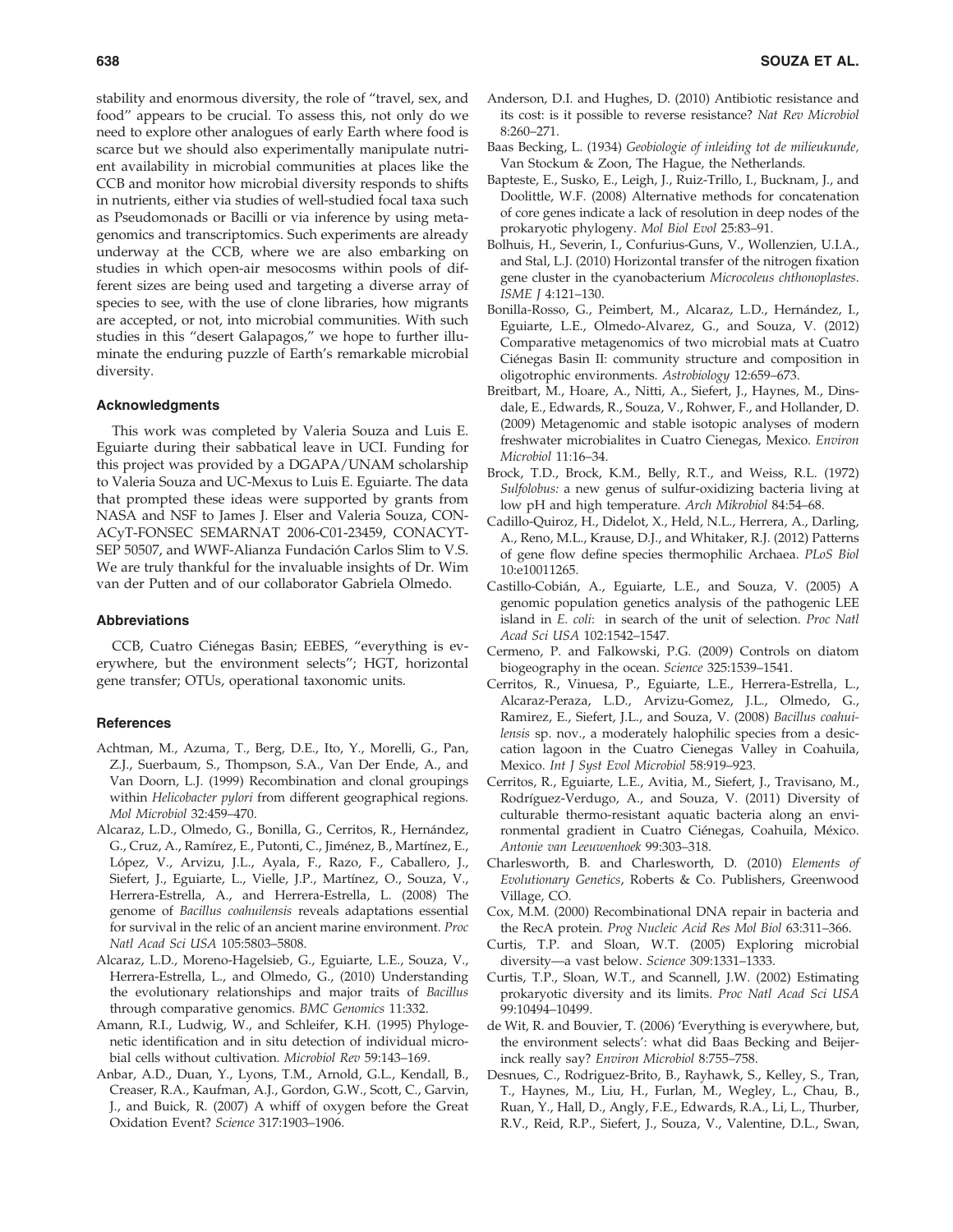stability and enormous diversity, the role of "travel, sex, and food" appears to be crucial. To assess this, not only do we need to explore other analogues of early Earth where food is scarce but we should also experimentally manipulate nutrient availability in microbial communities at places like the CCB and monitor how microbial diversity responds to shifts in nutrients, either via studies of well-studied focal taxa such as Pseudomonads or Bacilli or via inference by using metagenomics and transcriptomics. Such experiments are already underway at the CCB, where we are also embarking on studies in which open-air mesocosms within pools of different sizes are being used and targeting a diverse array of species to see, with the use of clone libraries, how migrants are accepted, or not, into microbial communities. With such studies in this "desert Galapagos," we hope to further illuminate the enduring puzzle of Earth's remarkable microbial diversity.

### Acknowledgments

This work was completed by Valeria Souza and Luis E. Eguiarte during their sabbatical leave in UCI. Funding for this project was provided by a DGAPA/UNAM scholarship to Valeria Souza and UC-Mexus to Luis E. Eguiarte. The data that prompted these ideas were supported by grants from NASA and NSF to James J. Elser and Valeria Souza, CONACyT-FONSEC SEMARNAT 2006-C01-23459, CONACYT-SEP 50507, and WWF-Alianza Fundación Carlos Slim to V.S. We are truly thankful for the invaluable insights of Dr. Wim van der Putten and of our collaborator Gabriela Olmedo.

### Abbreviations

CCB, Cuatro Ciénegas Basin; EEBES, "everything is everywhere, but the environment selects"; HGT, horizontal gene transfer; OTUs, operational taxonomic units.

### References

Achtman, M., Azuma, T., Berg, D.E., Ito, Y., Morelli, G., Pan, Z.J., Suerbaum, S., Thompson, S.A., Van Der Ende, A., and Van Doorn, L.J. (1999) Recombination and clonal groupings within *Helicobacter pylori* from different geographical regions. *Mol Microbiol* 32:459–470.

Alcaraz, L.D., Olmedo, G., Bonilla, G., Cerritos, R., Hernández, G., Cruz, A., Ramírez, E., Putonti, C., Jiménez, B., Martínez, E., López, V., Arvizu, J.L., Ayala, F., Razo, F., Caballero, J., Siefert, J., Eguiarte, L., Vielle, J.P., Martínez, O., Souza, V., Herrera-Estrella, A., and Herrera-Estrella, L. (2008) The genome of *Bacillus coahuilensis* reveals adaptations essential for survival in the relic of an ancient marine environment. *Proc Natl Acad Sci USA* 105:5803–5808.

Alcaraz, L.D., Moreno-Hagelsieb, G., Eguiarte, L.E., Souza, V., Herrera-Estrella, L., and Olmedo, G., (2010) Understanding the evolutionary relationships and major traits of *Bacillus* through comparative genomics. *BMC Genomics* 11:332.

Amann, R.I., Ludwig, W., and Schleifer, K.H. (1995) Phylogenetic identification and in situ detection of individual microbial cells without cultivation. *Microbiol Rev* 59:143–169.

Anbar, A.D., Duan, Y., Lyons, T.M., Arnold, G.L., Kendall, B., Creaser, R.A., Kaufman, A.J., Gordon, G.W., Scott, C., Garvin, J., and Buick, R. (2007) A whiff of oxygen before the Great Oxidation Event? *Science* 317:1903–1906.

Anderson, D.I. and Hughes, D. (2010) Antibiotic resistance and its cost: is it possible to reverse resistance? *Nat Rev Microbiol* 8:260–271.

Baas Becking, L. (1934) *Geobiologie of inleiding tot de milieukunde,* Van Stockum & Zoon, The Hague, the Netherlands.

Bapteste, E., Susko, E., Leigh, J., Ruiz-Trillo, I., Bucknam, J., and Doolittle, W.F. (2008) Alternative methods for concatenation of core genes indicate a lack of resolution in deep nodes of the prokaryotic phylogeny. *Mol Biol Evol* 25:83–91.

Bolhuis, H., Severin, I., Confurius-Guns, V., Wollenzien, U.I.A., and Stal, L.J. (2010) Horizontal transfer of the nitrogen fixation gene cluster in the cyanobacterium *Microcoleus chthonoplastes*. *ISME J* 4:121–130.

Bonilla-Rosso, G., Peimbert, M., Alcaraz, L.D., Hernández, I., Eguiarte, L.E., Olmedo-Alvarez, G., and Souza, V. (2012) Comparative metagenomics of two microbial mats at Cuatro Ciénegas Basin II: community structure and composition in oligotrophic environments. *Astrobiology* 12:659–673.

Breitbart, M., Hoare, A., Nitti, A., Siefert, J., Haynes, M., Dinsdale, E., Edwards, R., Souza, V., Rohwer, F., and Hollander, D. (2009) Metagenomic and stable isotopic analyses of modern freshwater microbialites in Cuatro Cienegas, Mexico. *Environ Microbiol* 11:16–34.

Brock, T.D., Brock, K.M., Belly, R.T., and Weiss, R.L. (1972) *Sulfolobus:* a new genus of sulfur-oxidizing bacteria living at low pH and high temperature. *Arch Mikrobiol* 84:54–68.

Cadillo-Quiroz, H., Didelot, X., Held, N.L., Herrera, A., Darling, A., Reno, M.L., Krause, D.J., and Whitaker, R.J. (2012) Patterns of gene flow define species thermophilic Archaea. *PLoS Biol* 10:e10011265.

Castillo-Cobián, A., Eguiarte, L.E., and Souza, V. (2005) A genomic population genetics analysis of the pathogenic LEE island in *E. coli*: in search of the unit of selection. *Proc Natl Acad Sci USA* 102:1542–1547.

Cermeno, P. and Falkowski, P.G. (2009) Controls on diatom biogeography in the ocean. *Science* 325:1539–1541.

Cerritos, R., Vinuesa, P., Eguiarte, L.E., Herrera-Estrella, L., Alcaraz-Peraza, L.D., Arvizu-Gomez, J.L., Olmedo, G., Ramirez, E., Siefert, J.L., and Souza, V. (2008) *Bacillus coahuilensis* sp. nov., a moderately halophilic species from a desiccation lagoon in the Cuatro Cienegas Valley in Coahuila, Mexico. *Int J Syst Evol Microbiol* 58:919–923.

Cerritos, R., Eguiarte, L.E., Avitia, M., Siefert, J., Travisano, M., Rodríguez-Verdugo, A., and Souza, V. (2011) Diversity of culturable thermo-resistant aquatic bacteria along an environmental gradient in Cuatro Ciénegas, Coahuila, México. *Antonie van Leeuwenhoek* 99:303–318.

Charlesworth, B. and Charlesworth, D. (2010) *Elements of Evolutionary Genetics*, Roberts & Co. Publishers, Greenwood Village, CO.

Cox, M.M. (2000) Recombinational DNA repair in bacteria and the RecA protein. *Prog Nucleic Acid Res Mol Biol* 63:311–366.

Curtis, T.P. and Sloan, W.T. (2005) Exploring microbial diversity—a vast below. *Science* 309:1331–1333.

Curtis, T.P., Sloan, W.T., and Scannell, J.W. (2002) Estimating prokaryotic diversity and its limits. *Proc Natl Acad Sci USA* 99:10494–10499.

de Wit, R. and Bouvier, T. (2006) 'Everything is everywhere, but, the environment selects': what did Baas Becking and Beijerinck really say? *Environ Microbiol* 8:755–758.

Desnues, C., Rodriguez-Brito, B., Rayhawk, S., Kelley, S., Tran, T., Haynes, M., Liu, H., Furlan, M., Wegley, L., Chau, B., Ruan, Y., Hall, D., Angly, F.E., Edwards, R.A., Li, L., Thurber, R.V., Reid, R.P., Siefert, J., Souza, V., Valentine, D.L., Swan,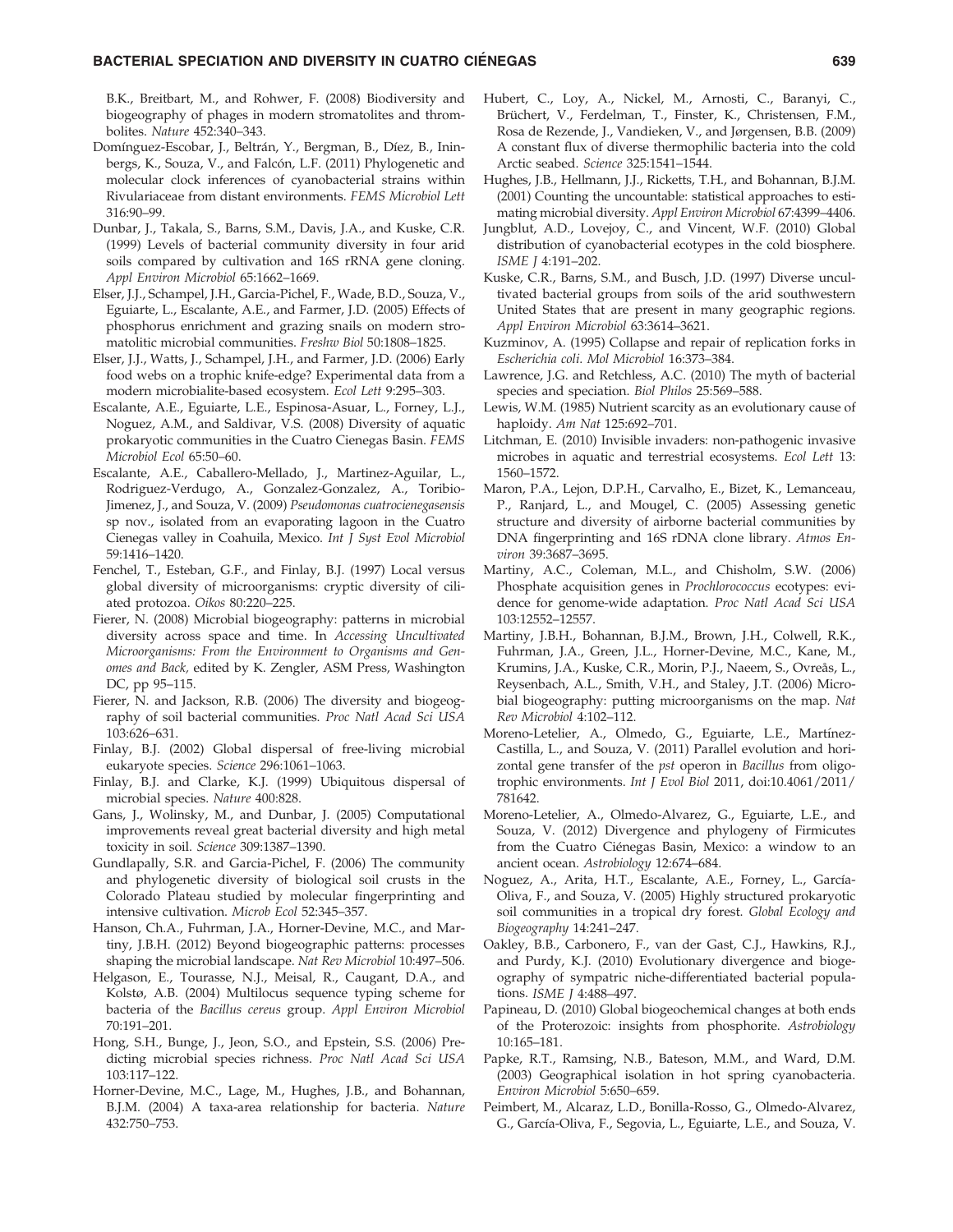B.K., Breitbart, M., and Rohwer, F. (2008) Biodiversity and biogeography of phages in modern stromatolites and thrombolites. *Nature* 452:340–343.

Domínguez-Escobar, J., Beltrán, Y., Bergman, B., Díez, B., Ininbergs, K., Souza, V., and Falcón, L.F. (2011) Phylogenetic and molecular clock inferences of cyanobacterial strains within Rivulariaceae from distant environments. *FEMS Microbiol Lett* 316:90–99.

Dunbar, J., Takala, S., Barns, S.M., Davis, J.A., and Kuske, C.R. (1999) Levels of bacterial community diversity in four arid soils compared by cultivation and 16S rRNA gene cloning. *Appl Environ Microbiol* 65:1662–1669.

Elser, J.J., Schampel, J.H., Garcia-Pichel, F., Wade, B.D., Souza, V., Eguiarte, L., Escalante, A.E., and Farmer, J.D. (2005) Effects of phosphorus enrichment and grazing snails on modern stromatolitic microbial communities. *Freshw Biol* 50:1808–1825.

Elser, J.J., Watts, J., Schampel, J.H., and Farmer, J.D. (2006) Early food webs on a trophic knife-edge? Experimental data from a modern microbialite-based ecosystem. *Ecol Lett* 9:295–303.

Escalante, A.E., Eguiarte, L.E., Espinosa-Asuar, L., Forney, L.J., Noguez, A.M., and Saldivar, V.S. (2008) Diversity of aquatic prokaryotic communities in the Cuatro Cienegas Basin. *FEMS Microbiol Ecol* 65:50–60.

Escalante, A.E., Caballero-Mellado, J., Martinez-Aguilar, L., Rodriguez-Verdugo, A., Gonzalez-Gonzalez, A., Toribio-Jimenez, J., and Souza, V. (2009) *Pseudomonas cuatrocienegasensis* sp nov., isolated from an evaporating lagoon in the Cuatro Cienegas valley in Coahuila, Mexico. *Int J Syst Evol Microbiol* 59:1416–1420.

Fenchel, T., Esteban, G.F., and Finlay, B.J. (1997) Local versus global diversity of microorganisms: cryptic diversity of ciliated protozoa. *Oikos* 80:220–225.

Fierer, N. (2008) Microbial biogeography: patterns in microbial diversity across space and time. In *Accessing Uncultivated Microorganisms: From the Environment to Organisms and Genomes and Back,* edited by K. Zengler, ASM Press, Washington DC, pp 95–115.

Fierer, N. and Jackson, R.B. (2006) The diversity and biogeography of soil bacterial communities. *Proc Natl Acad Sci USA* 103:626–631.

Finlay, B.J. (2002) Global dispersal of free-living microbial eukaryote species. *Science* 296:1061–1063.

Finlay, B.J. and Clarke, K.J. (1999) Ubiquitous dispersal of microbial species. *Nature* 400:828.

Gans, J., Wolinsky, M., and Dunbar, J. (2005) Computational improvements reveal great bacterial diversity and high metal toxicity in soil. *Science* 309:1387–1390.

Gundlapally, S.R. and Garcia-Pichel, F. (2006) The community and phylogenetic diversity of biological soil crusts in the Colorado Plateau studied by molecular fingerprinting and intensive cultivation. *Microb Ecol* 52:345–357.

Hanson, Ch.A., Fuhrman, J.A., Horner-Devine, M.C., and Martiny, J.B.H. (2012) Beyond biogeographic patterns: processes shaping the microbial landscape. *Nat Rev Microbiol* 10:497–506.

Helgason, E., Tourasse, N.J., Meisal, R., Caugant, D.A., and Kolstø, A.B. (2004) Multilocus sequence typing scheme for bacteria of the *Bacillus cereus* group. *Appl Environ Microbiol* 70:191–201.

Hong, S.H., Bunge, J., Jeon, S.O., and Epstein, S.S. (2006) Predicting microbial species richness. *Proc Natl Acad Sci USA* 103:117–122.

Horner-Devine, M.C., Lage, M., Hughes, J.B., and Bohannan, B.J.M. (2004) A taxa-area relationship for bacteria. *Nature* 432:750–753.

Hubert, C., Loy, A., Nickel, M., Arnosti, C., Baranyi, C., Brüchert, V., Ferdelman, T., Finster, K., Christensen, F.M., Rosa de Rezende, J., Vandieken, V., and Jørgensen, B.B. (2009) A constant flux of diverse thermophilic bacteria into the cold Arctic seabed. *Science* 325:1541–1544.

Hughes, J.B., Hellmann, J.J., Ricketts, T.H., and Bohannan, B.J.M. (2001) Counting the uncountable: statistical approaches to estimating microbial diversity. *Appl Environ Microbiol* 67:4399–4406.

Jungblut, A.D., Lovejoy, C., and Vincent, W.F. (2010) Global distribution of cyanobacterial ecotypes in the cold biosphere. *ISME J* 4:191–202.

Kuske, C.R., Barns, S.M., and Busch, J.D. (1997) Diverse uncultivated bacterial groups from soils of the arid southwestern United States that are present in many geographic regions. *Appl Environ Microbiol* 63:3614–3621.

Kuzminov, A. (1995) Collapse and repair of replication forks in *Escherichia coli*. *Mol Microbiol* 16:373–384.

Lawrence, J.G. and Retchless, A.C. (2010) The myth of bacterial species and speciation. *Biol Philos* 25:569–588.

Lewis, W.M. (1985) Nutrient scarcity as an evolutionary cause of haploidy. *Am Nat* 125:692–701.

Litchman, E. (2010) Invisible invaders: non-pathogenic invasive microbes in aquatic and terrestrial ecosystems. *Ecol Lett* 13: 1560–1572.

Maron, P.A., Lejon, D.P.H., Carvalho, E., Bizet, K., Lemanceau, P., Ranjard, L., and Mougel, C. (2005) Assessing genetic structure and diversity of airborne bacterial communities by DNA fingerprinting and 16S rDNA clone library. *Atmos Environ* 39:3687–3695.

Martiny, A.C., Coleman, M.L., and Chisholm, S.W. (2006) Phosphate acquisition genes in *Prochlorococcus* ecotypes: evidence for genome-wide adaptation. *Proc Natl Acad Sci USA* 103:12552–12557.

Martiny, J.B.H., Bohannan, B.J.M., Brown, J.H., Colwell, R.K., Fuhrman, J.A., Green, J.L., Horner-Devine, M.C., Kane, M., Krumins, J.A., Kuske, C.R., Morin, P.J., Naeem, S., Ovreås, L., Reysenbach, A.L., Smith, V.H., and Staley, J.T. (2006) Microbial biogeography: putting microorganisms on the map. *Nat Rev Microbiol* 4:102–112.

Moreno-Letelier, A., Olmedo, G., Eguiarte, L.E., Martínez-Castilla, L., and Souza, V. (2011) Parallel evolution and horizontal gene transfer of the *pst* operon in *Bacillus* from oligotrophic environments. *Int J Evol Biol* 2011, doi:10.4061/2011/781642.

Moreno-Letelier, A., Olmedo-Alvarez, G., Eguiarte, L.E., and Souza, V. (2012) Divergence and phylogeny of Firmicutes from the Cuatro Ciénegas Basin, Mexico: a window to an ancient ocean. *Astrobiology* 12:674–684.

Noguez, A., Arita, H.T., Escalante, A.E., Forney, L., García-Oliva, F., and Souza, V. (2005) Highly structured prokaryotic soil communities in a tropical dry forest. *Global Ecology and Biogeography* 14:241–247.

Oakley, B.B., Carbonero, F., van der Gast, C.J., Hawkins, R.J., and Purdy, K.J. (2010) Evolutionary divergence and biogeography of sympatric niche-differentiated bacterial populations. *ISME J* 4:488–497.

Papineau, D. (2010) Global biogeochemical changes at both ends of the Proterozoic: insights from phosphorite. *Astrobiology* 10:165–181.

Papke, R.T., Ramsing, N.B., Bateson, M.M., and Ward, D.M. (2003) Geographical isolation in hot spring cyanobacteria. *Environ Microbiol* 5:650–659.

Peimbert, M., Alcaraz, L.D., Bonilla-Rosso, G., Olmedo-Alvarez, G., García-Oliva, F., Segovia, L., Eguiarte, L.E., and Souza, V.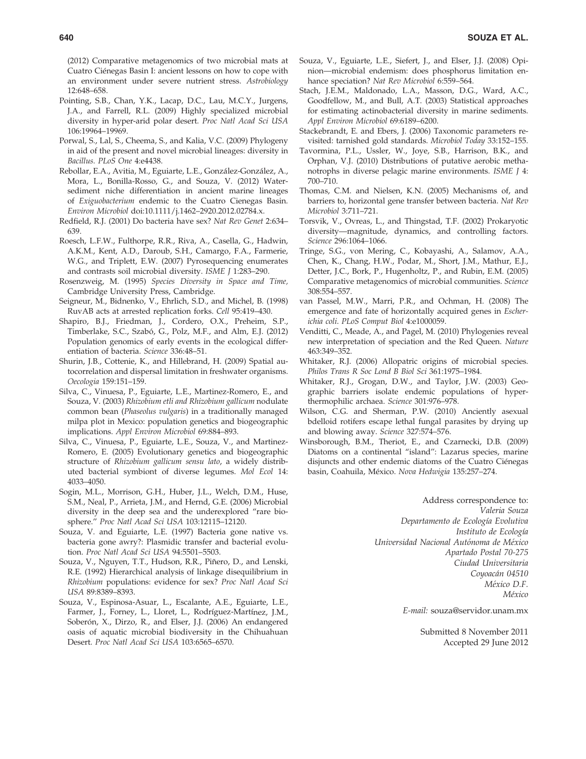(2012) Comparative metagenomics of two microbial mats at Cuatro Ciénegas Basin I: ancient lessons on how to cope with an environment under severe nutrient stress. *Astrobiology* 12:648–658.

Pointing, S.B., Chan, Y.K., Lacap, D.C., Lau, M.C.Y., Jurgens, J.A., and Farrell, R.L. (2009) Highly specialized microbial diversity in hyper-arid polar desert. *Proc Natl Acad Sci USA* 106:19964–19969.

Porwal, S., Lal, S., Cheema, S., and Kalia, V.C. (2009) Phylogeny in aid of the present and novel microbial lineages: diversity in *Bacillus. PLoS One* 4:e4438.

Rebollar, E.A., Avitia, M., Eguiarte, L.E., González-González, A., Mora, L., Bonilla-Rosso, G., and Souza, V. (2012) Water-sediment niche differentiation in ancient marine lineages of *Exiguobacterium* endemic to the Cuatro Cienegas Basin. *Environ Microbiol* doi:10.1111/j.1462–2920.2012.02784.x.

Redfield, R.J. (2001) Do bacteria have sex? *Nat Rev Genet* 2:634–639.

Roesch, L.F.W., Fulthorpe, R.R., Riva, A., Casella, G., Hadwin, A.K.M., Kent, A.D., Daroub, S.H., Camargo, F.A., Farmerie, W.G., and Triplett, E.W. (2007) Pyrosequencing enumerates and contrasts soil microbial diversity. *ISME J* 1:283–290.

Rosenzweig, M. (1995) *Species Diversity in Space and Time,* Cambridge University Press, Cambridge.

Seigneur, M., Bidnenko, V., Ehrlich, S.D., and Michel, B. (1998) RuvAB acts at arrested replication forks. *Cell* 95:419–430.

Shapiro, B.J., Friedman, J., Cordero, O.X., Preheim, S.P., Timberlake, S.C., Szabó, G., Polz, M.F., and Alm, E.J. (2012) Population genomics of early events in the ecological differentiation of bacteria. *Science* 336:48–51.

Shurin, J.B., Cottenie, K., and Hillebrand, H. (2009) Spatial autocorrelation and dispersal limitation in freshwater organisms. *Oecologia* 159:151–159.

Silva, C., Vinuesa, P., Eguiarte, L.E., Martinez-Romero, E., and Souza, V. (2003) *Rhizobium etli and Rhizobium gallicum* nodulate common bean (*Phaseolus vulgaris*) in a traditionally managed milpa plot in Mexico: population genetics and biogeographic implications. *Appl Environ Microbiol* 69:884–893.

Silva, C., Vinuesa, P., Eguiarte, L.E., Souza, V., and Martinez-Romero, E. (2005) Evolutionary genetics and biogeographic structure of *Rhizobium gallicum sensu lato*, a widely distributed bacterial symbiont of diverse legumes. *Mol Ecol* 14: 4033–4050.

Sogin, M.L., Morrison, G.H., Huber, J.L., Welch, D.M., Huse, S.M., Neal, P., Arrieta, J.M., and Hernd, G.E. (2006) Microbial diversity in the deep sea and the underexplored "rare biosphere." *Proc Natl Acad Sci USA* 103:12115–12120.

Souza, V. and Eguiarte, L.E. (1997) Bacteria gone native vs. bacteria gone awry?: Plasmidic transfer and bacterial evolution. *Proc Natl Acad Sci USA* 94:5501–5503.

Souza, V., Nguyen, T.T., Hudson, R.R., Piñero, D., and Lenski, R.E. (1992) Hierarchical analysis of linkage disequilibrium in *Rhizobium* populations: evidence for sex? *Proc Natl Acad Sci USA* 89:8389–8393.

Souza, V., Espinosa-Asuar, L., Escalante, A.E., Eguiarte, L.E., Farmer, J., Forney, L., Lloret, L., Rodríguez-Martínez, J.M., Soberón, X., Dirzo, R., and Elser, J.J. (2006) An endangered oasis of aquatic microbial biodiversity in the Chihuahuan Desert. *Proc Natl Acad Sci USA* 103:6565–6570.

Souza, V., Eguiarte, L.E., Siefert, J., and Elser, J.J. (2008) Opinion—microbial endemism: does phosphorus limitation enhance speciation? *Nat Rev Microbiol* 6:559–564.

Stach, J.E.M., Maldonado, L.A., Masson, D.G., Ward, A.C., Goodfellow, M., and Bull, A.T. (2003) Statistical approaches for estimating actinobacterial diversity in marine sediments. *Appl Environ Microbiol* 69:6189–6200.

Stackebrandt, E. and Ebers, J. (2006) Taxonomic parameters revisited: tarnished gold standards. *Microbiol Today* 33:152–155.

Tavormina, P.L., Ussler, W., Joye, S.B., Harrison, B.K., and Orphan, V.J. (2010) Distributions of putative aerobic methanotrophs in diverse pelagic marine environments. *ISME J* 4: 700–710.

Thomas, C.M. and Nielsen, K.N. (2005) Mechanisms of, and barriers to, horizontal gene transfer between bacteria. *Nat Rev Microbiol* 3:711–721.

Torsvik, V., Ovreas, L., and Thingstad, T.F. (2002) Prokaryotic diversity—magnitude, dynamics, and controlling factors. *Science* 296:1064–1066.

Tringe, S.G., von Mering, C., Kobayashi, A., Salamov, A.A., Chen, K., Chang, H.W., Podar, M., Short, J.M., Mathur, E.J., Detter, J.C., Bork, P., Hugenholtz, P., and Rubin, E.M. (2005) Comparative metagenomics of microbial communities. *Science* 308:554–557.

van Passel, M.W., Marri, P.R., and Ochman, H. (2008) The emergence and fate of horizontally acquired genes in *Escherichia coli. PLoS Comput Biol* 4:e1000059.

Venditti, C., Meade, A., and Pagel, M. (2010) Phylogenies reveal new interpretation of speciation and the Red Queen. *Nature* 463:349–352.

Whitaker, R.J. (2006) Allopatric origins of microbial species. *Philos Trans R Soc Lond B Biol Sci* 361:1975–1984.

Whitaker, R.J., Grogan, D.W., and Taylor, J.W. (2003) Geographic barriers isolate endemic populations of hyperthermophilic archaea. *Science* 301:976–978.

Wilson, C.G. and Sherman, P.W. (2010) Anciently asexual bdelloid rotifers escape lethal fungal parasites by drying up and blowing away. *Science* 327:574–576.

Winsborough, B.M., Theriot, E., and Czarnecki, D.B. (2009) Diatoms on a continental "island": Lazarus species, marine disjuncts and other endemic diatoms of the Cuatro Ciénegas basin, Coahuila, México. *Nova Hedwigia* 135:257–274.

Address correspondence to:
*Valeria Souza*
*Departamento de Ecología Evolutiva*
*Instituto de Ecología*
*Universidad Nacional Autónoma de México*
*Apartado Postal 70-275*
*Ciudad Universitaria*
*Coyoacán 04510*
*México D.F.*
*México*

*E-mail:* souza@servidor.unam.mx

Submitted 8 November 2011
Accepted 29 June 2012